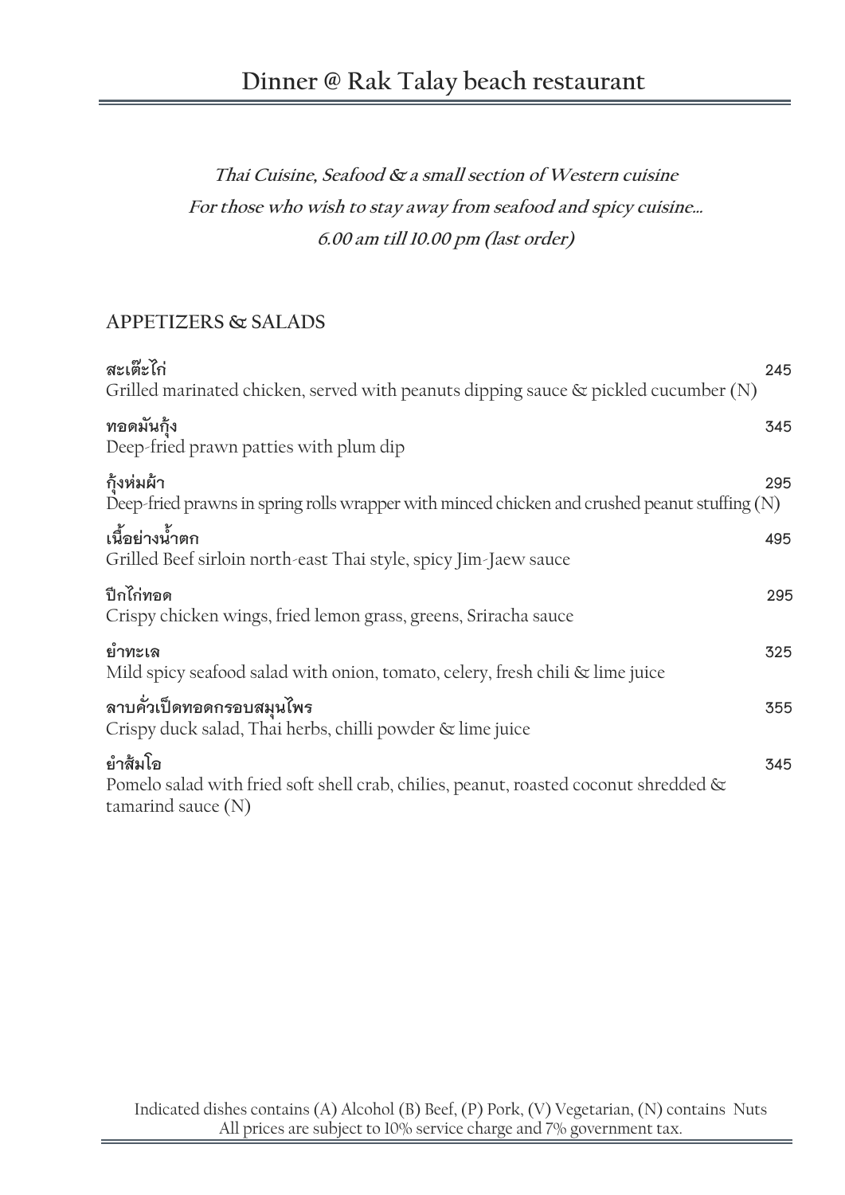# Dinner @ Rak Talay beach restaurant

***Thai Cuisine, Seafood & a small section of Western cuisine***
***For those who wish to stay away from seafood and spicy cuisine…***
***6.00 am till 10.00 pm (last order)***

## APPETIZERS & SALADS

**สะเต๊ะไก่** 245
Grilled marinated chicken, served with peanuts dipping sauce & pickled cucumber (N)

**ทอดมันกุ้ง** 345
Deep-fried prawn patties with plum dip

**กุ้งห่มผ้า** 295
Deep-fried prawns in spring rolls wrapper with minced chicken and crushed peanut stuffing (N)

**เนื้อย่างน้ำตก** 495
Grilled Beef sirloin north-east Thai style, spicy Jim-Jaew sauce

**ปีกไก่ทอด** 295
Crispy chicken wings, fried lemon grass, greens, Sriracha sauce

**ยำทะเล** 325
Mild spicy seafood salad with onion, tomato, celery, fresh chili & lime juice

**ลาบคั่วเป็ดทอดกรอบสมุนไพร** 355
Crispy duck salad, Thai herbs, chilli powder & lime juice

**ยำส้มโอ** 345
Pomelo salad with fried soft shell crab, chilies, peanut, roasted coconut shredded & tamarind sauce (N)

Indicated dishes contains (A) Alcohol (B) Beef, (P) Pork, (V) Vegetarian, (N) contains Nuts
All prices are subject to 10% service charge and 7% government tax.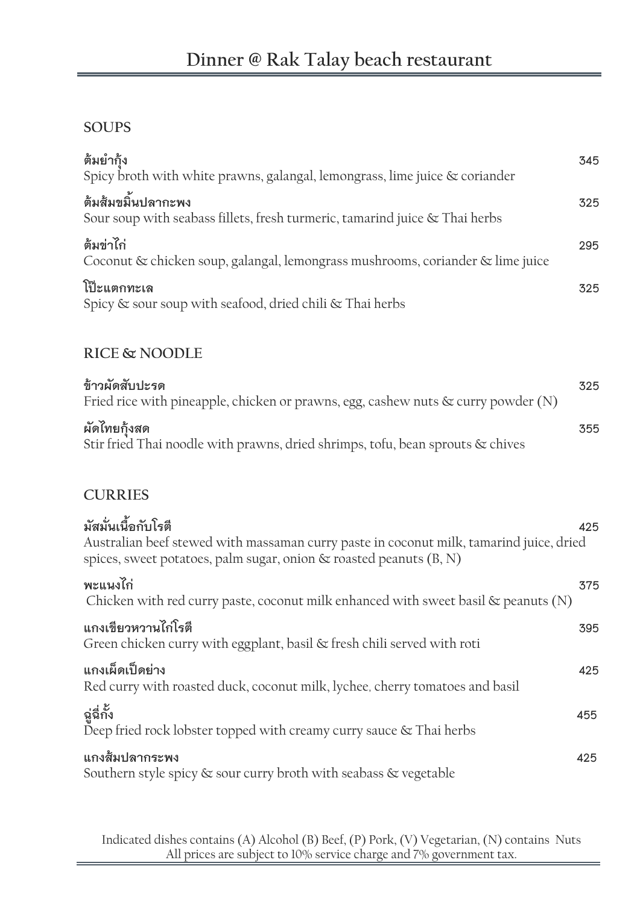# Dinner @ Rak Talay beach restaurant

## SOUPS

**ต้มยำกุ้ง** 345
Spicy broth with white prawns, galangal, lemongrass, lime juice & coriander

**ต้มส้มขมิ้นปลากะพง** 325
Sour soup with seabass fillets, fresh turmeric, tamarind juice & Thai herbs

**ต้มข่าไก่** 295
Coconut & chicken soup, galangal, lemongrass mushrooms, coriander & lime juice

**โป๊ะแตกทะเล** 325
Spicy & sour soup with seafood, dried chili & Thai herbs

## RICE & NOODLE

**ข้าวผัดสับปะรด** 325
Fried rice with pineapple, chicken or prawns, egg, cashew nuts & curry powder (N)

**ผัดไทยกุ้งสด** 355
Stir fried Thai noodle with prawns, dried shrimps, tofu, bean sprouts & chives

## CURRIES

**มัสมั่นเนื้อกับโรตี** 425
Australian beef stewed with massaman curry paste in coconut milk, tamarind juice, dried spices, sweet potatoes, palm sugar, onion & roasted peanuts (B, N)

**พะแนงไก่** 375
Chicken with red curry paste, coconut milk enhanced with sweet basil & peanuts (N)

**แกงเขียวหวานไก่โรตี** 395
Green chicken curry with eggplant, basil & fresh chili served with roti

**แกงเผ็ดเป็ดย่าง** 425
Red curry with roasted duck, coconut milk, lychee, cherry tomatoes and basil

**ฉู่ฉี่กั้ง** 455
Deep fried rock lobster topped with creamy curry sauce & Thai herbs

**แกงส้มปลากระพง** 425
Southern style spicy & sour curry broth with seabass & vegetable

Indicated dishes contains (A) Alcohol (B) Beef, (P) Pork, (V) Vegetarian, (N) contains Nuts
All prices are subject to 10% service charge and 7% government tax.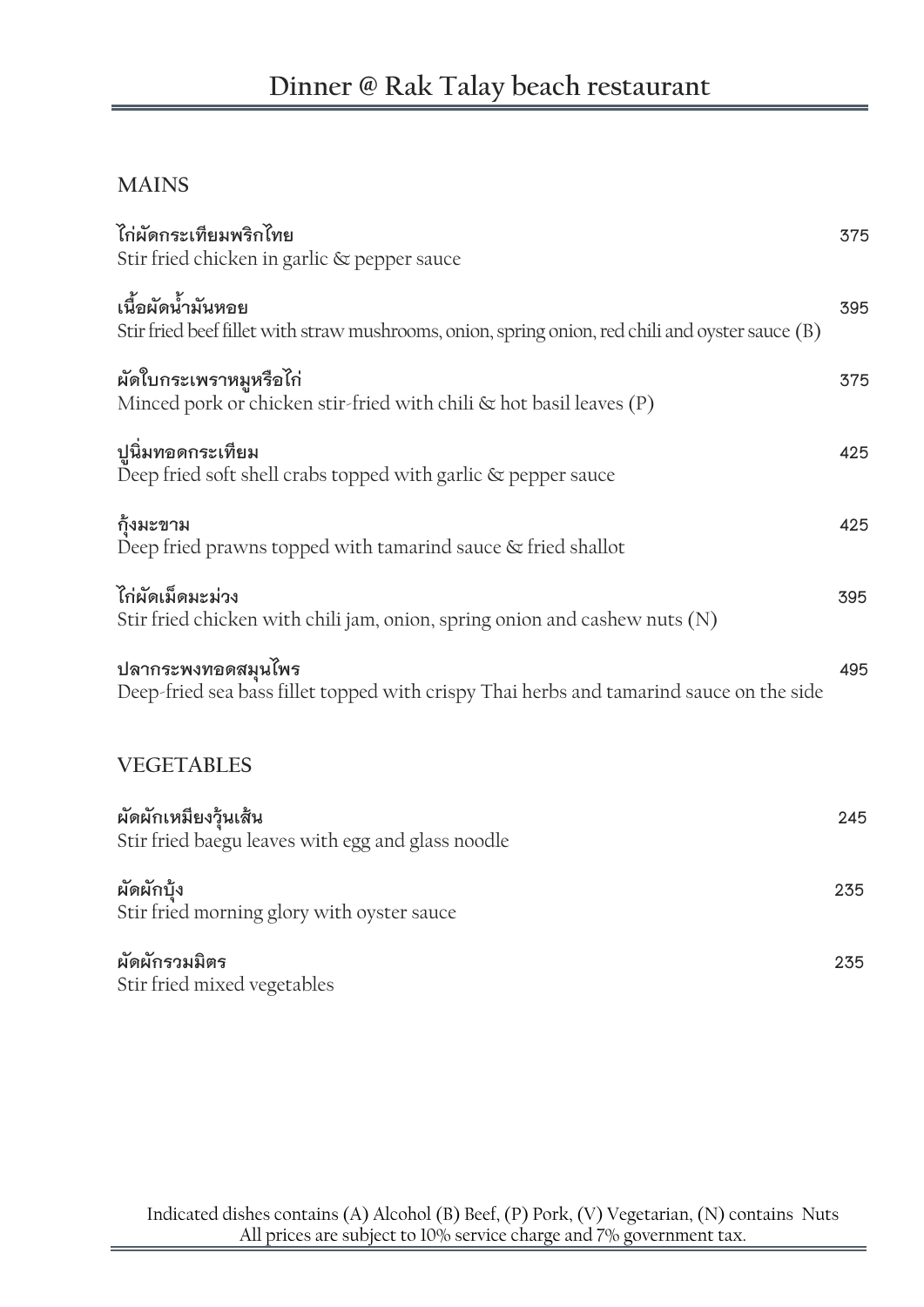# Dinner @ Rak Talay beach restaurant

## MAINS

**ไก่ผัดกระเทียมพริกไทย** 375
Stir fried chicken in garlic & pepper sauce

**เนื้อผัดน้ำมันหอย** 395
Stir fried beef fillet with straw mushrooms, onion, spring onion, red chili and oyster sauce (B)

**ผัดใบกระเพราหมูหรือไก่** 375
Minced pork or chicken stir-fried with chili & hot basil leaves (P)

**ปูนิ่มทอดกระเทียม** 425
Deep fried soft shell crabs topped with garlic & pepper sauce

**กุ้งมะขาม** 425
Deep fried prawns topped with tamarind sauce & fried shallot

**ไก่ผัดเม็ดมะม่วง** 395
Stir fried chicken with chili jam, onion, spring onion and cashew nuts (N)

**ปลากระพงทอดสมุนไพร** 495
Deep-fried sea bass fillet topped with crispy Thai herbs and tamarind sauce on the side

## VEGETABLES

**ผัดผักเหมียงวุ้นเส้น** 245
Stir fried baegu leaves with egg and glass noodle

**ผัดผักบุ้ง** 235
Stir fried morning glory with oyster sauce

**ผัดผักรวมมิตร** 235
Stir fried mixed vegetables

Indicated dishes contains (A) Alcohol (B) Beef, (P) Pork, (V) Vegetarian, (N) contains Nuts
All prices are subject to 10% service charge and 7% government tax.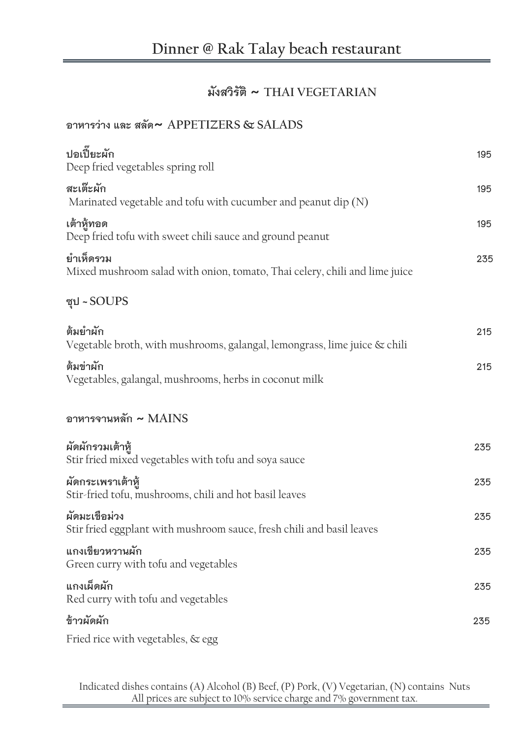# Dinner @ Rak Talay beach restaurant

## มังสวิรัติ ~ THAI VEGETARIAN

### อาหารว่าง และ สลัด~ APPETIZERS & SALADS

**ปอเปี๊ยะผัก** — 195
Deep fried vegetables spring roll

**สะเต๊ะผัก** — 195
Marinated vegetable and tofu with cucumber and peanut dip (N)

**เต้าหู้ทอด** — 195
Deep fried tofu with sweet chili sauce and ground peanut

**ยำเห็ดรวม** — 235
Mixed mushroom salad with onion, tomato, Thai celery, chili and lime juice

### ซุป ~ SOUPS

**ต้มยำผัก** — 215
Vegetable broth, with mushrooms, galangal, lemongrass, lime juice & chili

**ต้มข่าผัก** — 215
Vegetables, galangal, mushrooms, herbs in coconut milk

### อาหารจานหลัก ~ MAINS

**ผัดผักรวมเต้าหู้** — 235
Stir fried mixed vegetables with tofu and soya sauce

**ผัดกระเพราเต้าหู้** — 235
Stir-fried tofu, mushrooms, chili and hot basil leaves

**ผัดมะเขือม่วง** — 235
Stir fried eggplant with mushroom sauce, fresh chili and basil leaves

**แกงเขียวหวานผัก** — 235
Green curry with tofu and vegetables

**แกงเผ็ดผัก** — 235
Red curry with tofu and vegetables

**ข้าวผัดผัก** — 235
Fried rice with vegetables, & egg

Indicated dishes contains (A) Alcohol (B) Beef, (P) Pork, (V) Vegetarian, (N) contains Nuts
All prices are subject to 10% service charge and 7% government tax.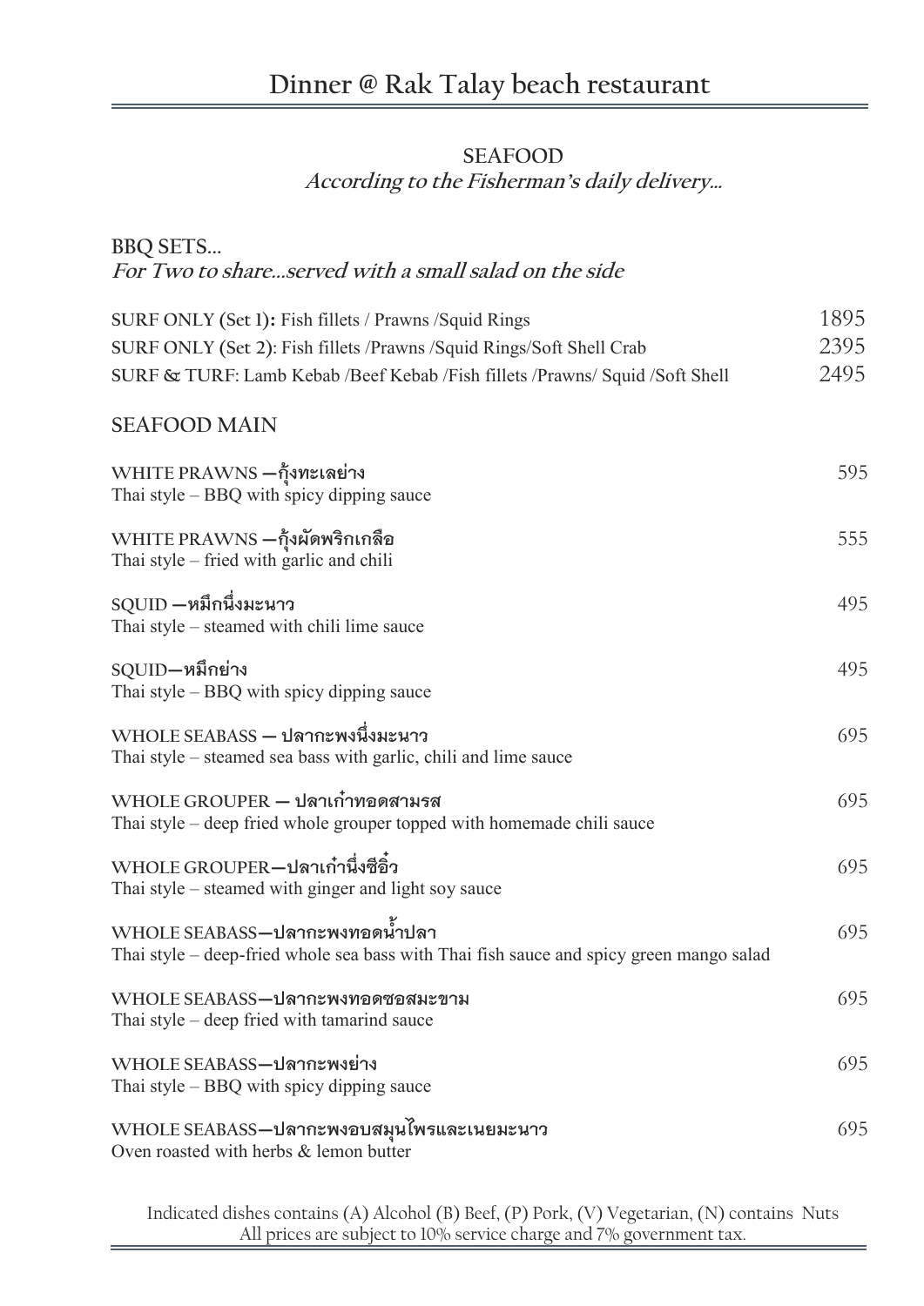# Dinner @ Rak Talay beach restaurant

## SEAFOOD

***According to the Fisherman's daily delivery…***

### BBQ SETS…

***For Two to share…served with a small salad on the side***

| | |
|---|---|
| SURF ONLY (Set 1): Fish fillets / Prawns /Squid Rings | 1895 |
| SURF ONLY (Set 2): Fish fillets /Prawns /Squid Rings/Soft Shell Crab | 2395 |
| SURF & TURF: Lamb Kebab /Beef Kebab /Fish fillets /Prawns/ Squid /Soft Shell | 2495 |

### SEAFOOD MAIN

| | |
|---|---|
| WHITE PRAWNS —กุ้งทะเลย่าง<br>Thai style – BBQ with spicy dipping sauce | 595 |
| WHITE PRAWNS —กุ้งผัดพริกเกลือ<br>Thai style – fried with garlic and chili | 555 |
| SQUID —หมึกนึ่งมะนาว<br>Thai style – steamed with chili lime sauce | 495 |
| SQUID—หมึกย่าง<br>Thai style – BBQ with spicy dipping sauce | 495 |
| WHOLE SEABASS — ปลากะพงนึ่งมะนาว<br>Thai style – steamed sea bass with garlic, chili and lime sauce | 695 |
| WHOLE GROUPER — ปลาเก๋าทอดสามรส<br>Thai style – deep fried whole grouper topped with homemade chili sauce | 695 |
| WHOLE GROUPER—ปลาเก๋านึ่งซีอิ๊ว<br>Thai style – steamed with ginger and light soy sauce | 695 |
| WHOLE SEABASS—ปลากะพงทอดน้ำปลา<br>Thai style – deep-fried whole sea bass with Thai fish sauce and spicy green mango salad | 695 |
| WHOLE SEABASS—ปลากะพงทอดซอสมะขาม<br>Thai style – deep fried with tamarind sauce | 695 |
| WHOLE SEABASS—ปลากะพงย่าง<br>Thai style – BBQ with spicy dipping sauce | 695 |
| WHOLE SEABASS—ปลากะพงอบสมุนไพรและเนยมะนาว<br>Oven roasted with herbs & lemon butter | 695 |

Indicated dishes contains (A) Alcohol (B) Beef, (P) Pork, (V) Vegetarian, (N) contains Nuts
All prices are subject to 10% service charge and 7% government tax.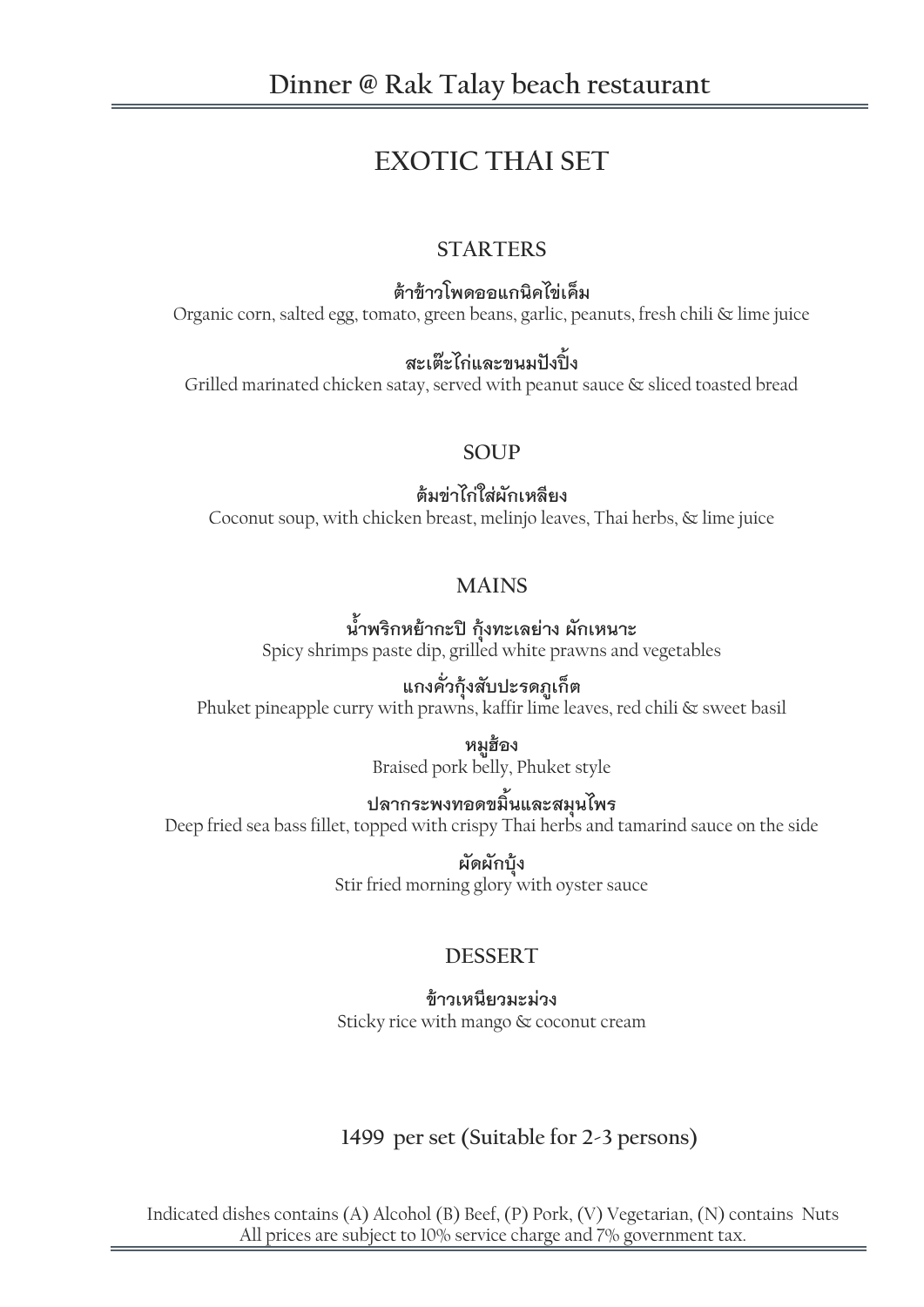# Dinner @ Rak Talay beach restaurant

## EXOTIC THAI SET

### STARTERS

**ต้าข้าวโพดออแกนิคไข่เค็ม**
Organic corn, salted egg, tomato, green beans, garlic, peanuts, fresh chili & lime juice

**สะเต๊ะไก่และขนมปังปิ้ง**
Grilled marinated chicken satay, served with peanut sauce & sliced toasted bread

### SOUP

**ต้มข่าไก่ใส่ผักเหลียง**
Coconut soup, with chicken breast, melinjo leaves, Thai herbs, & lime juice

### MAINS

**น้ำพริกหย้ากะปิ กุ้งทะเลย่าง ผักเหนาะ**
Spicy shrimps paste dip, grilled white prawns and vegetables

**แกงคั่วกุ้งสับปะรดภูเก็ต**
Phuket pineapple curry with prawns, kaffir lime leaves, red chili & sweet basil

**หมูฮ้อง**
Braised pork belly, Phuket style

**ปลากระพงทอดขมิ้นและสมุนไพร**
Deep fried sea bass fillet, topped with crispy Thai herbs and tamarind sauce on the side

**ผัดผักบุ้ง**
Stir fried morning glory with oyster sauce

### DESSERT

**ข้าวเหนียวมะม่วง**
Sticky rice with mango & coconut cream

**1499 per set (Suitable for 2-3 persons)**

Indicated dishes contains (A) Alcohol (B) Beef, (P) Pork, (V) Vegetarian, (N) contains Nuts
All prices are subject to 10% service charge and 7% government tax.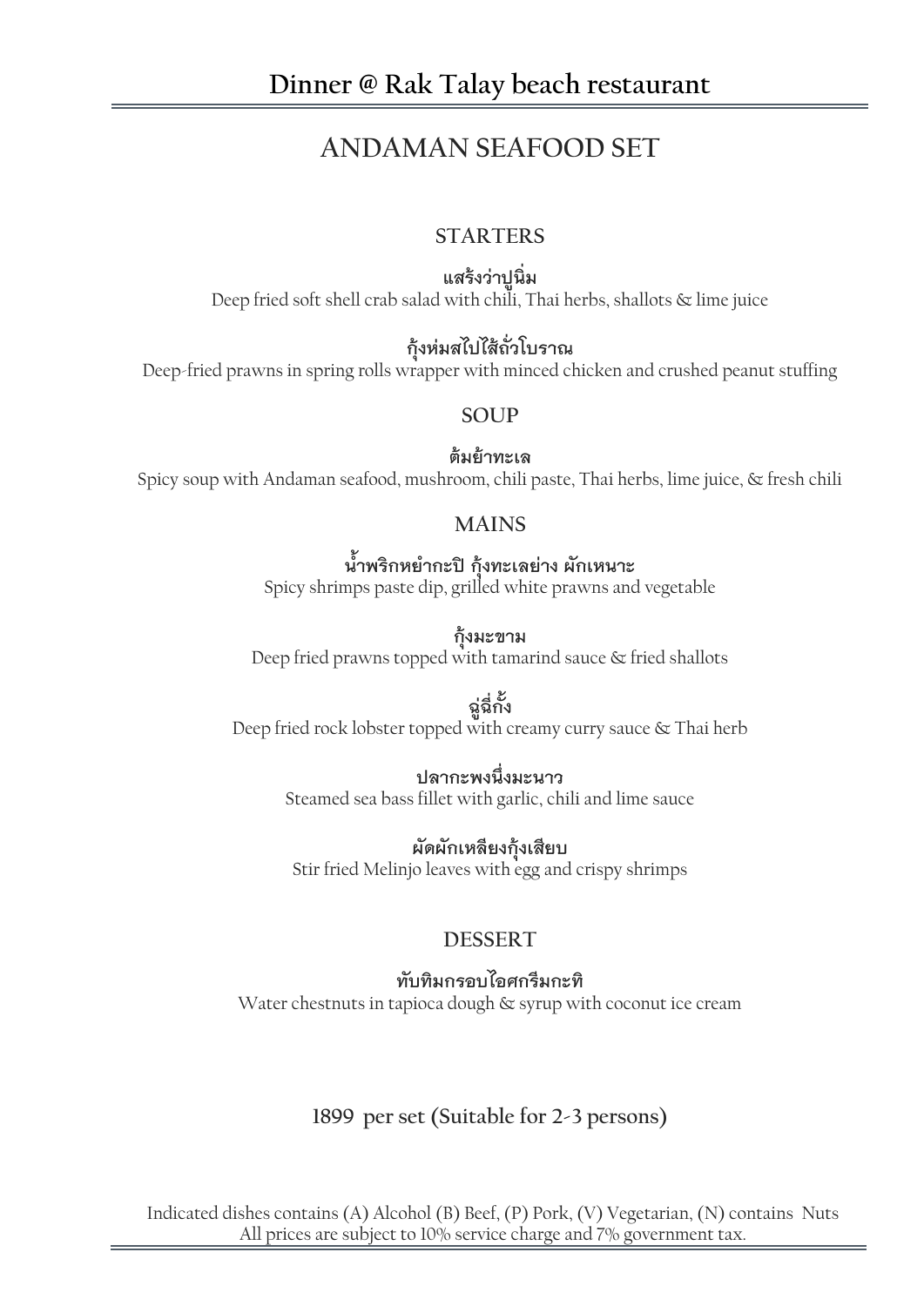# Dinner @ Rak Talay beach restaurant

## ANDAMAN SEAFOOD SET

### STARTERS

**แสร้งว่าปูนิ่ม**
Deep fried soft shell crab salad with chili, Thai herbs, shallots & lime juice

**กุ้งห่มสไปไส้ถั่วโบราณ**
Deep-fried prawns in spring rolls wrapper with minced chicken and crushed peanut stuffing

### SOUP

**ต้มยำทะเล**
Spicy soup with Andaman seafood, mushroom, chili paste, Thai herbs, lime juice, & fresh chili

### MAINS

**น้ำพริกหยำกะปิ กุ้งทะเลย่าง ผักเหนาะ**
Spicy shrimps paste dip, grilled white prawns and vegetable

**กุ้งมะขาม**
Deep fried prawns topped with tamarind sauce & fried shallots

**ฉู่ฉี่กั้ง**
Deep fried rock lobster topped with creamy curry sauce & Thai herb

**ปลากะพงนึ่งมะนาว**
Steamed sea bass fillet with garlic, chili and lime sauce

**ผัดผักเหลียงกุ้งเสียบ**
Stir fried Melinjo leaves with egg and crispy shrimps

### DESSERT

**ทับทิมกรอบไอศกรีมกะทิ**
Water chestnuts in tapioca dough & syrup with coconut ice cream

**1899 per set (Suitable for 2-3 persons)**

Indicated dishes contains (A) Alcohol (B) Beef, (P) Pork, (V) Vegetarian, (N) contains Nuts
All prices are subject to 10% service charge and 7% government tax.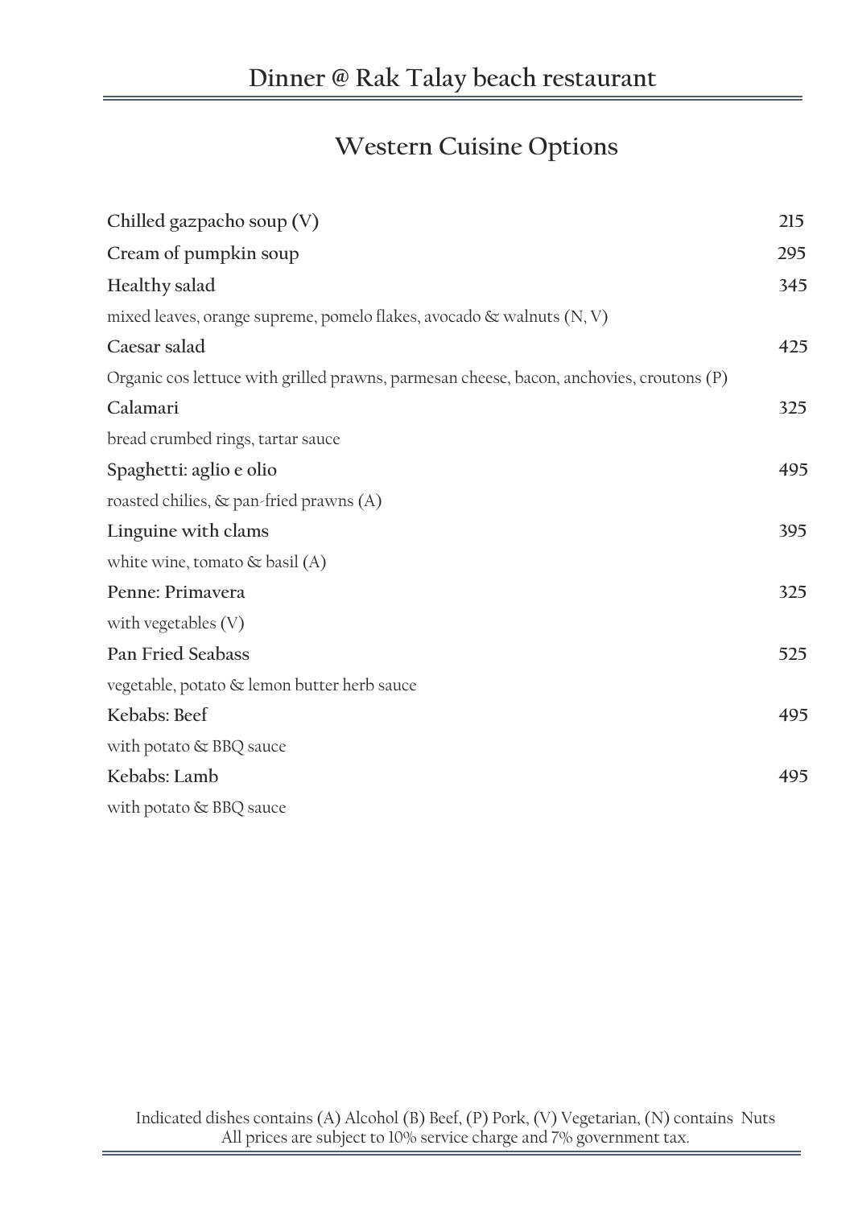# Dinner @ Rak Talay beach restaurant

## Western Cuisine Options

| | |
|---|---|
| **Chilled gazpacho soup (V)** | 215 |
| **Cream of pumpkin soup** | 295 |
| **Healthy salad** | 345 |
| mixed leaves, orange supreme, pomelo flakes, avocado & walnuts (N, V) | |
| **Caesar salad** | 425 |
| Organic cos lettuce with grilled prawns, parmesan cheese, bacon, anchovies, croutons (P) | |
| **Calamari** | 325 |
| bread crumbed rings, tartar sauce | |
| **Spaghetti: aglio e olio** | 495 |
| roasted chilies, & pan-fried prawns (A) | |
| **Linguine with clams** | 395 |
| white wine, tomato & basil (A) | |
| **Penne: Primavera** | 325 |
| with vegetables (V) | |
| **Pan Fried Seabass** | 525 |
| vegetable, potato & lemon butter herb sauce | |
| **Kebabs: Beef** | 495 |
| with potato & BBQ sauce | |
| **Kebabs: Lamb** | 495 |
| with potato & BBQ sauce | |

Indicated dishes contains (A) Alcohol (B) Beef, (P) Pork, (V) Vegetarian, (N) contains Nuts
All prices are subject to 10% service charge and 7% government tax.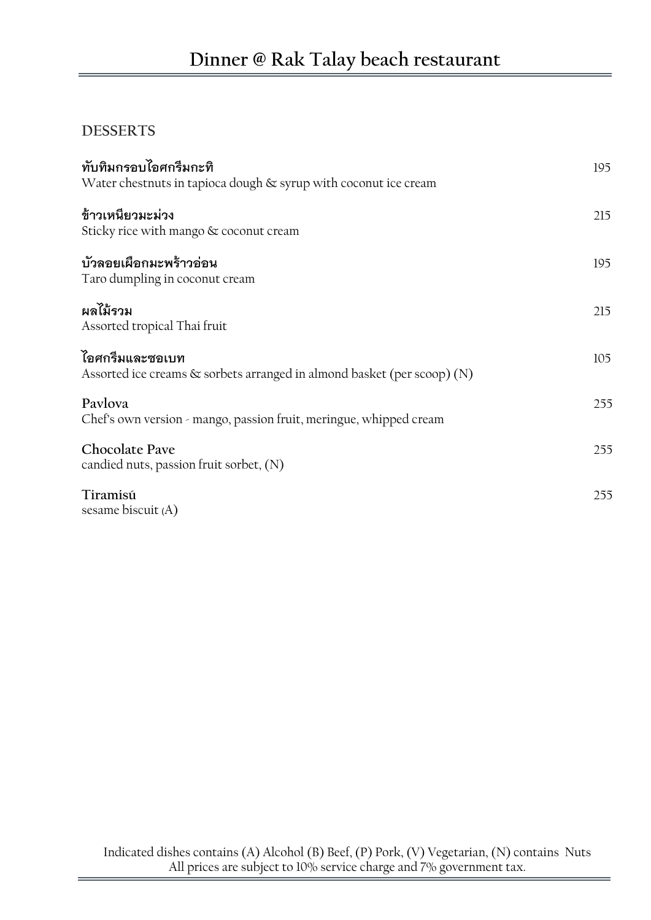# Dinner @ Rak Talay beach restaurant

## DESSERTS

**ทับทิมกรอบไอศกรีมกะทิ** 195
Water chestnuts in tapioca dough & syrup with coconut ice cream

**ข้าวเหนียวมะม่วง** 215
Sticky rice with mango & coconut cream

**บัวลอยเผือกมะพร้าวอ่อน** 195
Taro dumpling in coconut cream

**ผลไม้รวม** 215
Assorted tropical Thai fruit

**ไอศกรีมและซอเบท** 105
Assorted ice creams & sorbets arranged in almond basket (per scoop) (N)

**Pavlova** 255
Chef's own version - mango, passion fruit, meringue, whipped cream

**Chocolate Pave** 255
candied nuts, passion fruit sorbet, (N)

**Tiramisú** 255
sesame biscuit (A)

Indicated dishes contains (A) Alcohol (B) Beef, (P) Pork, (V) Vegetarian, (N) contains Nuts
All prices are subject to 10% service charge and 7% government tax.